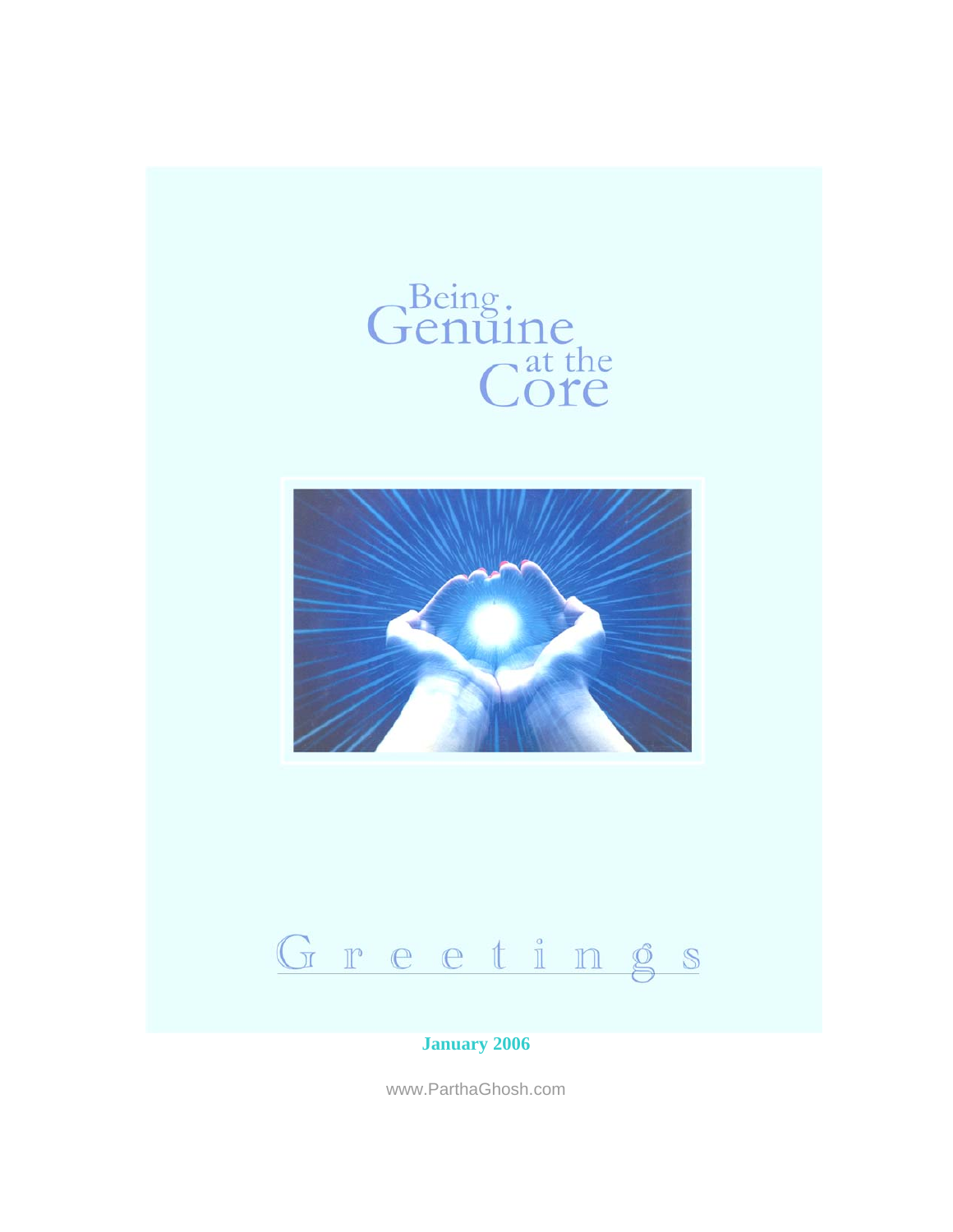# Being Genuine at the Core

## Greetings

**January 2006**

www.ParthaGhosh.com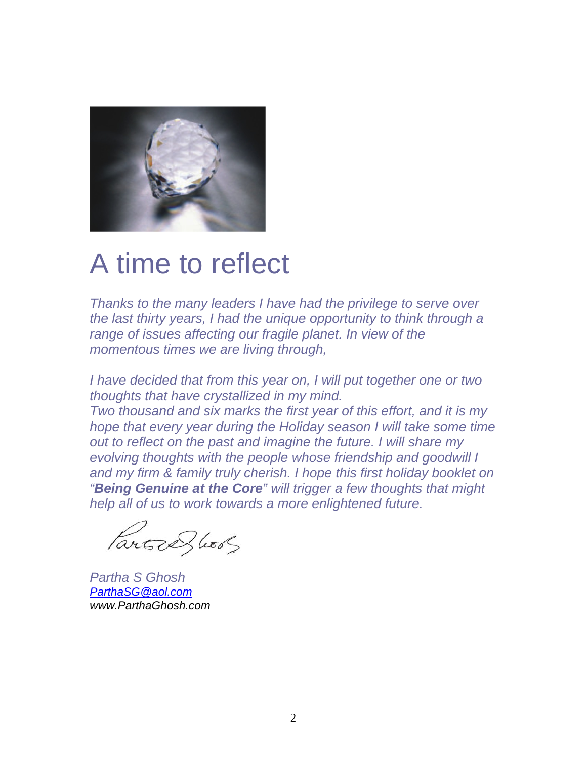# A time to reflect

*Thanks to the many leaders I have had the privilege to serve over the last thirty years, I had the unique opportunity to think through a range of issues affecting our fragile planet. In view of the momentous times we are living through,*

*I have decided that from this year on, I will put together one or two thoughts that have crystallized in my mind.*
*Two thousand and six marks the first year of this effort, and it is my hope that every year during the Holiday season I will take some time out to reflect on the past and imagine the future. I will share my evolving thoughts with the people whose friendship and goodwill I and my firm & family truly cherish. I hope this first holiday booklet on "**Being Genuine at the Core**" will trigger a few thoughts that might help all of us to work towards a more enlightened future.*

*Partha S Ghosh*
*ParthaSG@aol.com*
*www.ParthaGhosh.com*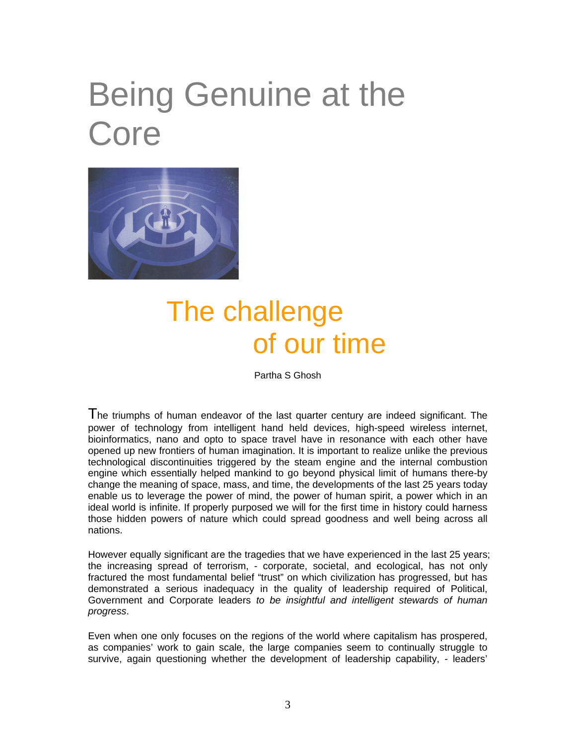# Being Genuine at the Core

## The challenge of our time

Partha S Ghosh

The triumphs of human endeavor of the last quarter century are indeed significant. The power of technology from intelligent hand held devices, high-speed wireless internet, bioinformatics, nano and opto to space travel have in resonance with each other have opened up new frontiers of human imagination. It is important to realize unlike the previous technological discontinuities triggered by the steam engine and the internal combustion engine which essentially helped mankind to go beyond physical limit of humans there-by change the meaning of space, mass, and time, the developments of the last 25 years today enable us to leverage the power of mind, the power of human spirit, a power which in an ideal world is infinite. If properly purposed we will for the first time in history could harness those hidden powers of nature which could spread goodness and well being across all nations.

However equally significant are the tragedies that we have experienced in the last 25 years; the increasing spread of terrorism, - corporate, societal, and ecological, has not only fractured the most fundamental belief "trust" on which civilization has progressed, but has demonstrated a serious inadequacy in the quality of leadership required of Political, Government and Corporate leaders *to be insightful and intelligent stewards of human progress*.

Even when one only focuses on the regions of the world where capitalism has prospered, as companies' work to gain scale, the large companies seem to continually struggle to survive, again questioning whether the development of leadership capability, - leaders'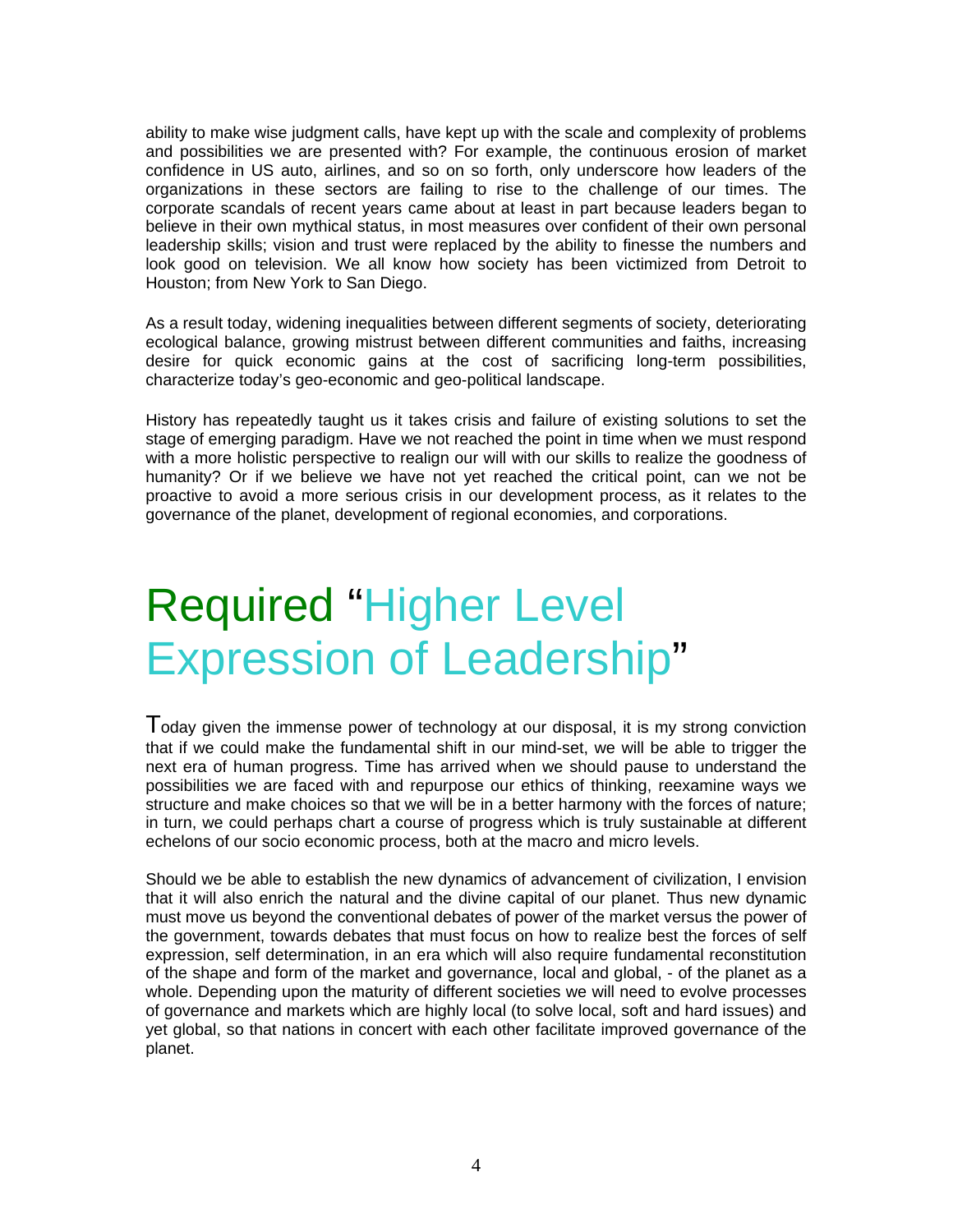ability to make wise judgment calls, have kept up with the scale and complexity of problems and possibilities we are presented with? For example, the continuous erosion of market confidence in US auto, airlines, and so on so forth, only underscore how leaders of the organizations in these sectors are failing to rise to the challenge of our times. The corporate scandals of recent years came about at least in part because leaders began to believe in their own mythical status, in most measures over confident of their own personal leadership skills; vision and trust were replaced by the ability to finesse the numbers and look good on television. We all know how society has been victimized from Detroit to Houston; from New York to San Diego.

As a result today, widening inequalities between different segments of society, deteriorating ecological balance, growing mistrust between different communities and faiths, increasing desire for quick economic gains at the cost of sacrificing long-term possibilities, characterize today's geo-economic and geo-political landscape.

History has repeatedly taught us it takes crisis and failure of existing solutions to set the stage of emerging paradigm. Have we not reached the point in time when we must respond with a more holistic perspective to realign our will with our skills to realize the goodness of humanity? Or if we believe we have not yet reached the critical point, can we not be proactive to avoid a more serious crisis in our development process, as it relates to the governance of the planet, development of regional economies, and corporations.

# Required "Higher Level Expression of Leadership"

Today given the immense power of technology at our disposal, it is my strong conviction that if we could make the fundamental shift in our mind-set, we will be able to trigger the next era of human progress. Time has arrived when we should pause to understand the possibilities we are faced with and repurpose our ethics of thinking, reexamine ways we structure and make choices so that we will be in a better harmony with the forces of nature; in turn, we could perhaps chart a course of progress which is truly sustainable at different echelons of our socio economic process, both at the macro and micro levels.

Should we be able to establish the new dynamics of advancement of civilization, I envision that it will also enrich the natural and the divine capital of our planet. Thus new dynamic must move us beyond the conventional debates of power of the market versus the power of the government, towards debates that must focus on how to realize best the forces of self expression, self determination, in an era which will also require fundamental reconstitution of the shape and form of the market and governance, local and global, - of the planet as a whole. Depending upon the maturity of different societies we will need to evolve processes of governance and markets which are highly local (to solve local, soft and hard issues) and yet global, so that nations in concert with each other facilitate improved governance of the planet.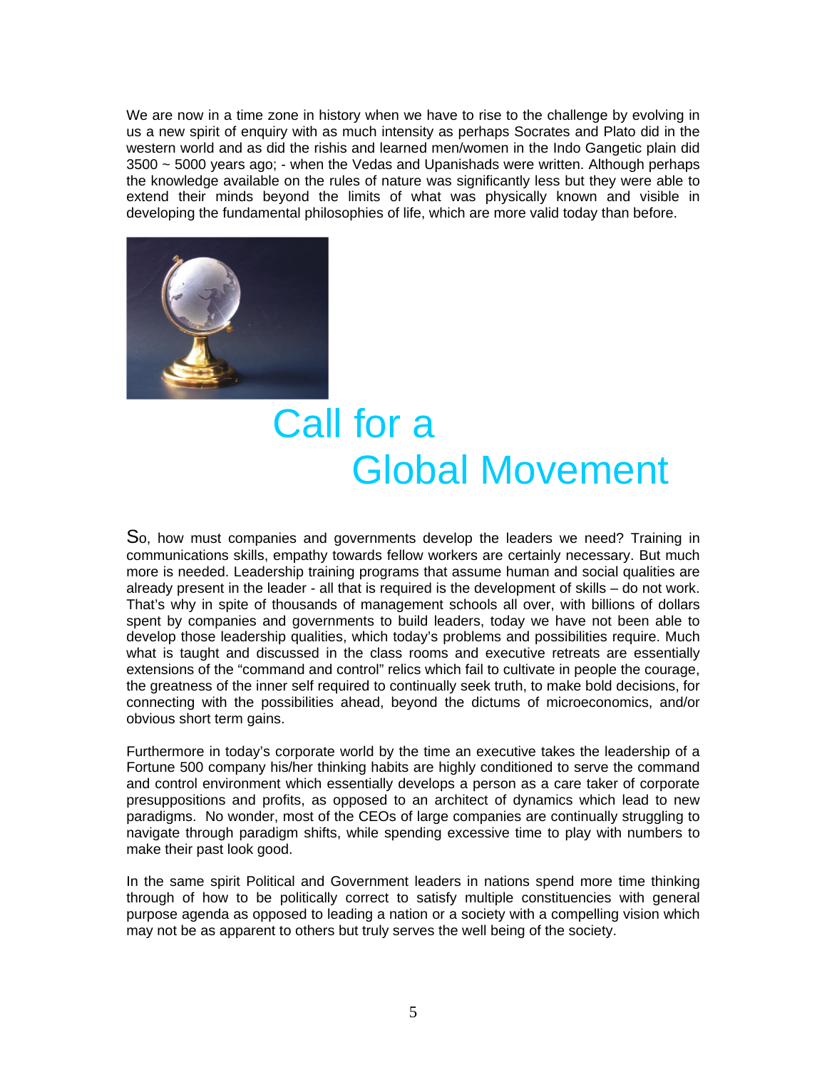We are now in a time zone in history when we have to rise to the challenge by evolving in us a new spirit of enquiry with as much intensity as perhaps Socrates and Plato did in the western world and as did the rishis and learned men/women in the Indo Gangetic plain did 3500 ~ 5000 years ago; - when the Vedas and Upanishads were written. Although perhaps the knowledge available on the rules of nature was significantly less but they were able to extend their minds beyond the limits of what was physically known and visible in developing the fundamental philosophies of life, which are more valid today than before.

# Call for a Global Movement

So, how must companies and governments develop the leaders we need? Training in communications skills, empathy towards fellow workers are certainly necessary. But much more is needed. Leadership training programs that assume human and social qualities are already present in the leader - all that is required is the development of skills – do not work. That's why in spite of thousands of management schools all over, with billions of dollars spent by companies and governments to build leaders, today we have not been able to develop those leadership qualities, which today's problems and possibilities require. Much what is taught and discussed in the class rooms and executive retreats are essentially extensions of the "command and control" relics which fail to cultivate in people the courage, the greatness of the inner self required to continually seek truth, to make bold decisions, for connecting with the possibilities ahead, beyond the dictums of microeconomics, and/or obvious short term gains.

Furthermore in today's corporate world by the time an executive takes the leadership of a Fortune 500 company his/her thinking habits are highly conditioned to serve the command and control environment which essentially develops a person as a care taker of corporate presuppositions and profits, as opposed to an architect of dynamics which lead to new paradigms. No wonder, most of the CEOs of large companies are continually struggling to navigate through paradigm shifts, while spending excessive time to play with numbers to make their past look good.

In the same spirit Political and Government leaders in nations spend more time thinking through of how to be politically correct to satisfy multiple constituencies with general purpose agenda as opposed to leading a nation or a society with a compelling vision which may not be as apparent to others but truly serves the well being of the society.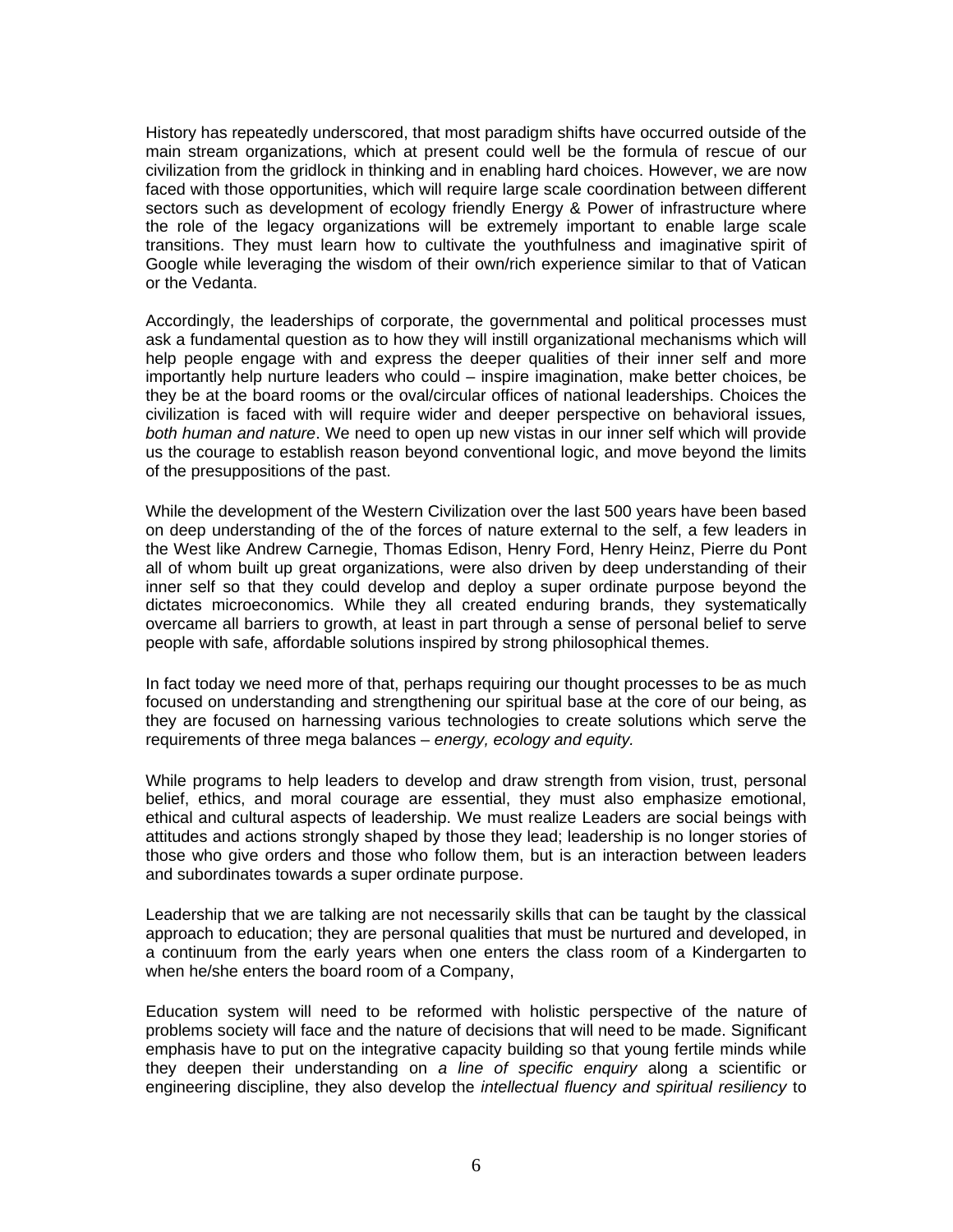History has repeatedly underscored, that most paradigm shifts have occurred outside of the main stream organizations, which at present could well be the formula of rescue of our civilization from the gridlock in thinking and in enabling hard choices. However, we are now faced with those opportunities, which will require large scale coordination between different sectors such as development of ecology friendly Energy & Power of infrastructure where the role of the legacy organizations will be extremely important to enable large scale transitions. They must learn how to cultivate the youthfulness and imaginative spirit of Google while leveraging the wisdom of their own/rich experience similar to that of Vatican or the Vedanta.

Accordingly, the leaderships of corporate, the governmental and political processes must ask a fundamental question as to how they will instill organizational mechanisms which will help people engage with and express the deeper qualities of their inner self and more importantly help nurture leaders who could – inspire imagination, make better choices, be they be at the board rooms or the oval/circular offices of national leaderships. Choices the civilization is faced with will require wider and deeper perspective on behavioral issues*, both human and nature*. We need to open up new vistas in our inner self which will provide us the courage to establish reason beyond conventional logic, and move beyond the limits of the presuppositions of the past.

While the development of the Western Civilization over the last 500 years have been based on deep understanding of the of the forces of nature external to the self, a few leaders in the West like Andrew Carnegie, Thomas Edison, Henry Ford, Henry Heinz, Pierre du Pont all of whom built up great organizations, were also driven by deep understanding of their inner self so that they could develop and deploy a super ordinate purpose beyond the dictates microeconomics. While they all created enduring brands, they systematically overcame all barriers to growth, at least in part through a sense of personal belief to serve people with safe, affordable solutions inspired by strong philosophical themes.

In fact today we need more of that, perhaps requiring our thought processes to be as much focused on understanding and strengthening our spiritual base at the core of our being, as they are focused on harnessing various technologies to create solutions which serve the requirements of three mega balances – *energy, ecology and equity.*

While programs to help leaders to develop and draw strength from vision, trust, personal belief, ethics, and moral courage are essential, they must also emphasize emotional, ethical and cultural aspects of leadership. We must realize Leaders are social beings with attitudes and actions strongly shaped by those they lead; leadership is no longer stories of those who give orders and those who follow them, but is an interaction between leaders and subordinates towards a super ordinate purpose.

Leadership that we are talking are not necessarily skills that can be taught by the classical approach to education; they are personal qualities that must be nurtured and developed, in a continuum from the early years when one enters the class room of a Kindergarten to when he/she enters the board room of a Company,

Education system will need to be reformed with holistic perspective of the nature of problems society will face and the nature of decisions that will need to be made. Significant emphasis have to put on the integrative capacity building so that young fertile minds while they deepen their understanding on *a line of specific enquiry* along a scientific or engineering discipline, they also develop the *intellectual fluency and spiritual resiliency* to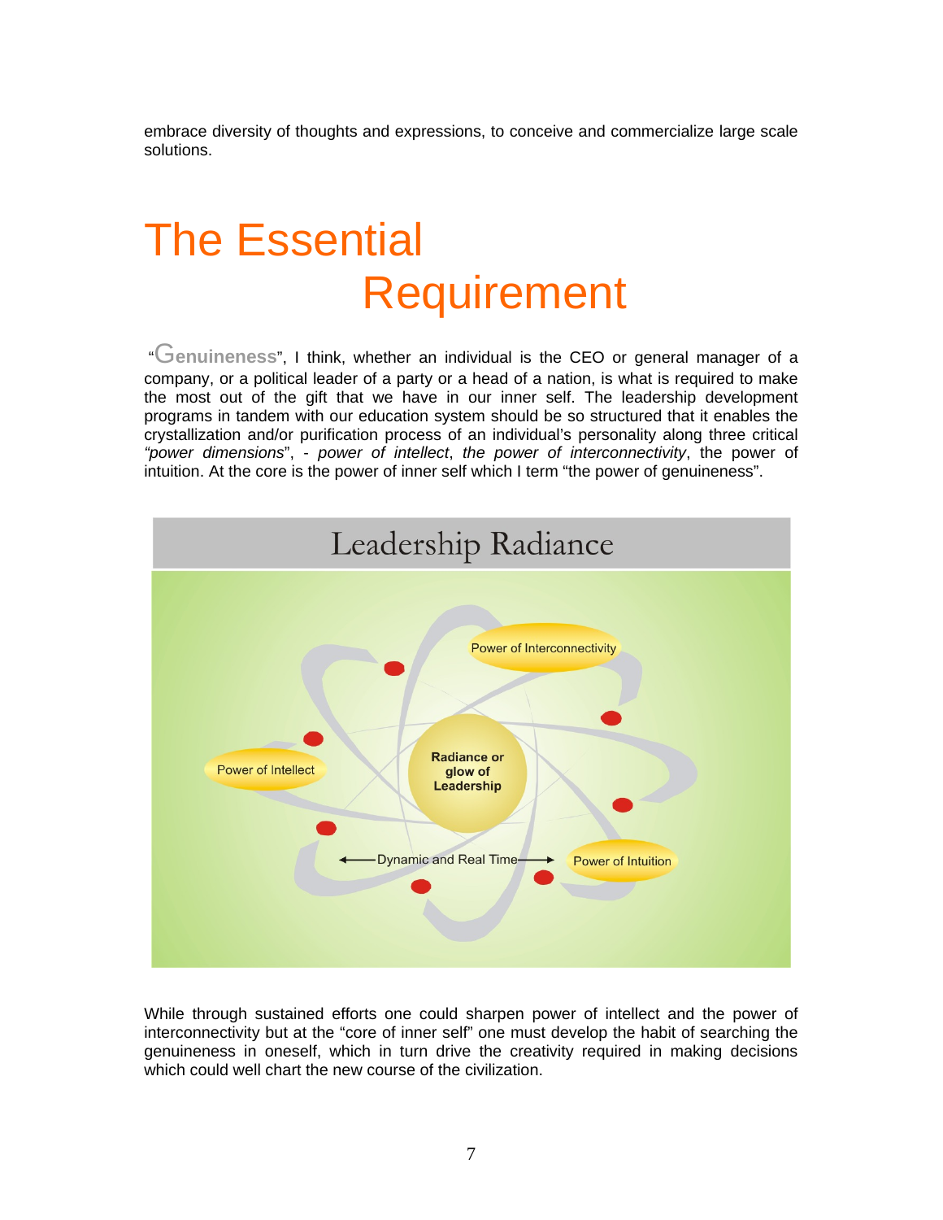embrace diversity of thoughts and expressions, to conceive and commercialize large scale solutions.

# The Essential Requirement

"Genuineness", I think, whether an individual is the CEO or general manager of a company, or a political leader of a party or a head of a nation, is what is required to make the most out of the gift that we have in our inner self. The leadership development programs in tandem with our education system should be so structured that it enables the crystallization and/or purification process of an individual's personality along three critical *"power dimensions*", - *power of intellect*, *the power of interconnectivity*, the power of intuition. At the core is the power of inner self which I term "the power of genuineness".

Leadership Radiance

Power of Interconnectivity

Power of Intellect

Radiance or glow of Leadership

Power of Intuition

← Dynamic and Real Time →

While through sustained efforts one could sharpen power of intellect and the power of interconnectivity but at the "core of inner self" one must develop the habit of searching the genuineness in oneself, which in turn drive the creativity required in making decisions which could well chart the new course of the civilization.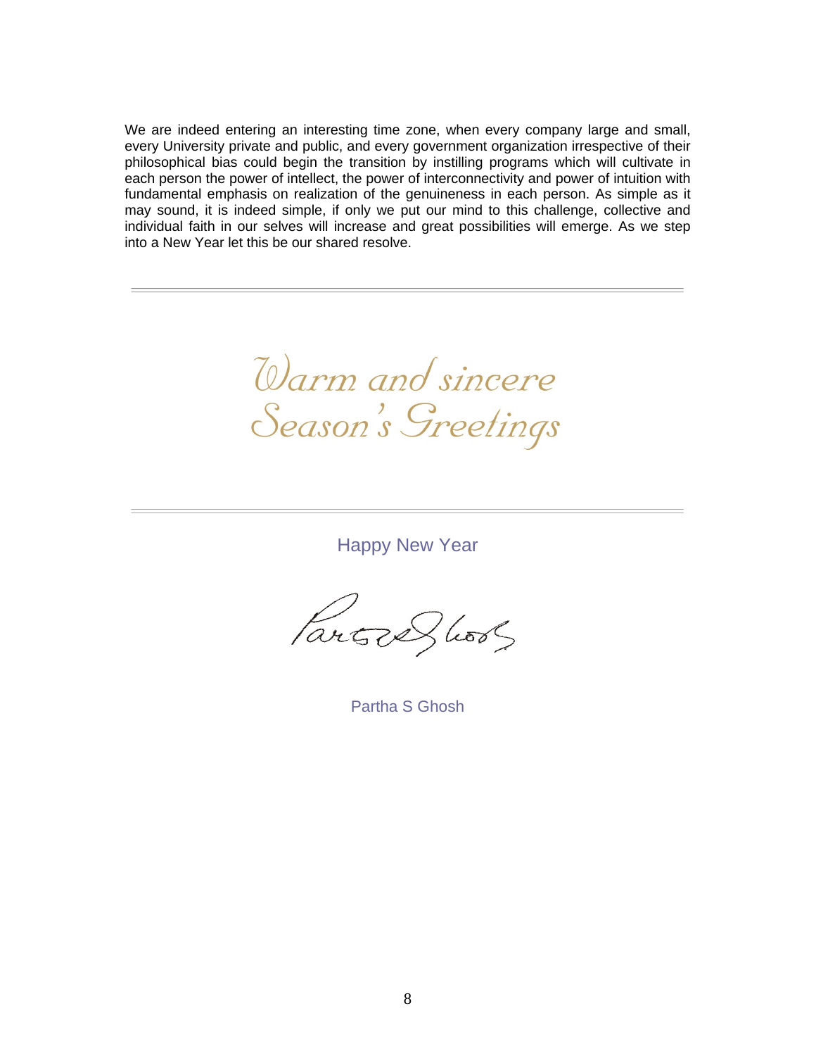We are indeed entering an interesting time zone, when every company large and small, every University private and public, and every government organization irrespective of their philosophical bias could begin the transition by instilling programs which will cultivate in each person the power of intellect, the power of interconnectivity and power of intuition with fundamental emphasis on realization of the genuineness in each person. As simple as it may sound, it is indeed simple, if only we put our mind to this challenge, collective and individual faith in our selves will increase and great possibilities will emerge. As we step into a New Year let this be our shared resolve.

---

*Warm and sincere*
*Season's Greetings*

---

Happy New Year

Partha S Ghosh